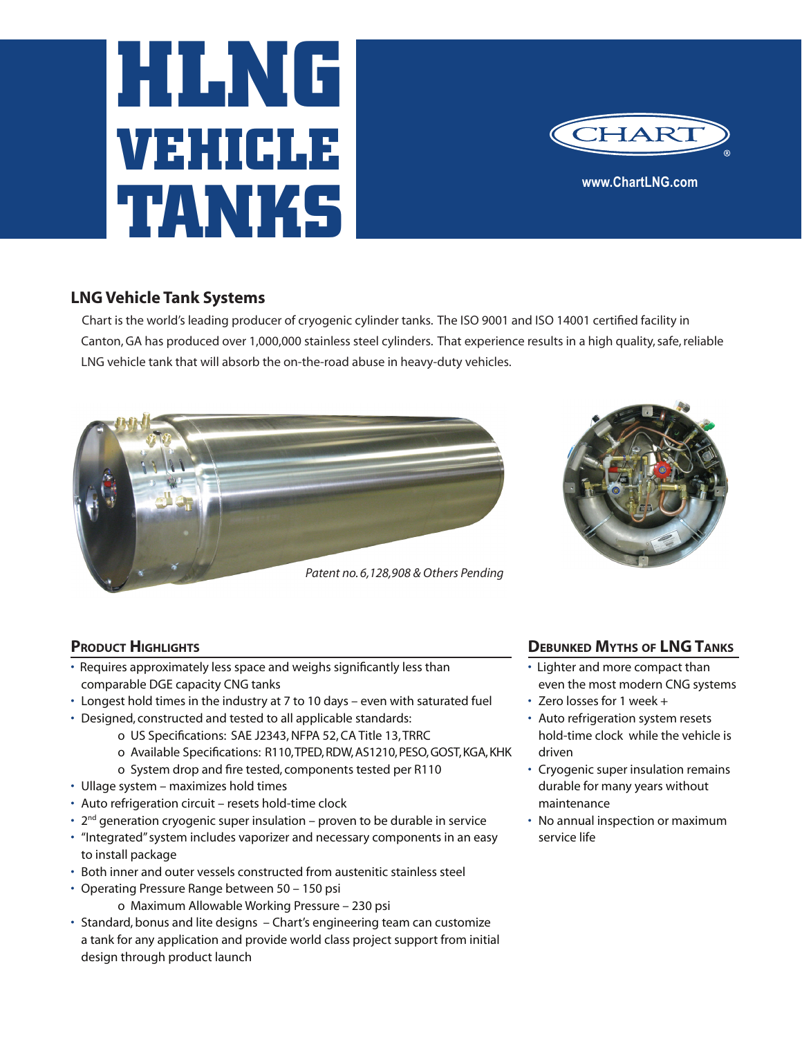# HLNG VEHICLE TANKS

CHART®

www.ChartLNG.com

## LNG Vehicle Tank Systems

Chart is the world's leading producer of cryogenic cylinder tanks. The ISO 9001 and ISO 14001 certified facility in Canton, GA has produced over 1,000,000 stainless steel cylinders. That experience results in a high quality, safe, reliable LNG vehicle tank that will absorb the on-the-road abuse in heavy-duty vehicles.

*Patent no. 6,128,908 & Others Pending*

### Product Highlights

- Requires approximately less space and weighs significantly less than comparable DGE capacity CNG tanks
- Longest hold times in the industry at 7 to 10 days – even with saturated fuel
- Designed, constructed and tested to all applicable standards:
  - o US Specifications: SAE J2343, NFPA 52, CA Title 13, TRRC
  - o Available Specifications: R110, TPED, RDW, AS1210, PESO, GOST, KGA, KHK
  - o System drop and fire tested, components tested per R110
- Ullage system – maximizes hold times
- Auto refrigeration circuit – resets hold-time clock
- 2nd generation cryogenic super insulation – proven to be durable in service
- "Integrated" system includes vaporizer and necessary components in an easy to install package
- Both inner and outer vessels constructed from austenitic stainless steel
- Operating Pressure Range between 50 – 150 psi
  - o Maximum Allowable Working Pressure – 230 psi
- Standard, bonus and lite designs – Chart's engineering team can customize a tank for any application and provide world class project support from initial design through product launch

### Debunked Myths of LNG Tanks

- Lighter and more compact than even the most modern CNG systems
- Zero losses for 1 week +
- Auto refrigeration system resets hold-time clock while the vehicle is driven
- Cryogenic super insulation remains durable for many years without maintenance
- No annual inspection or maximum service life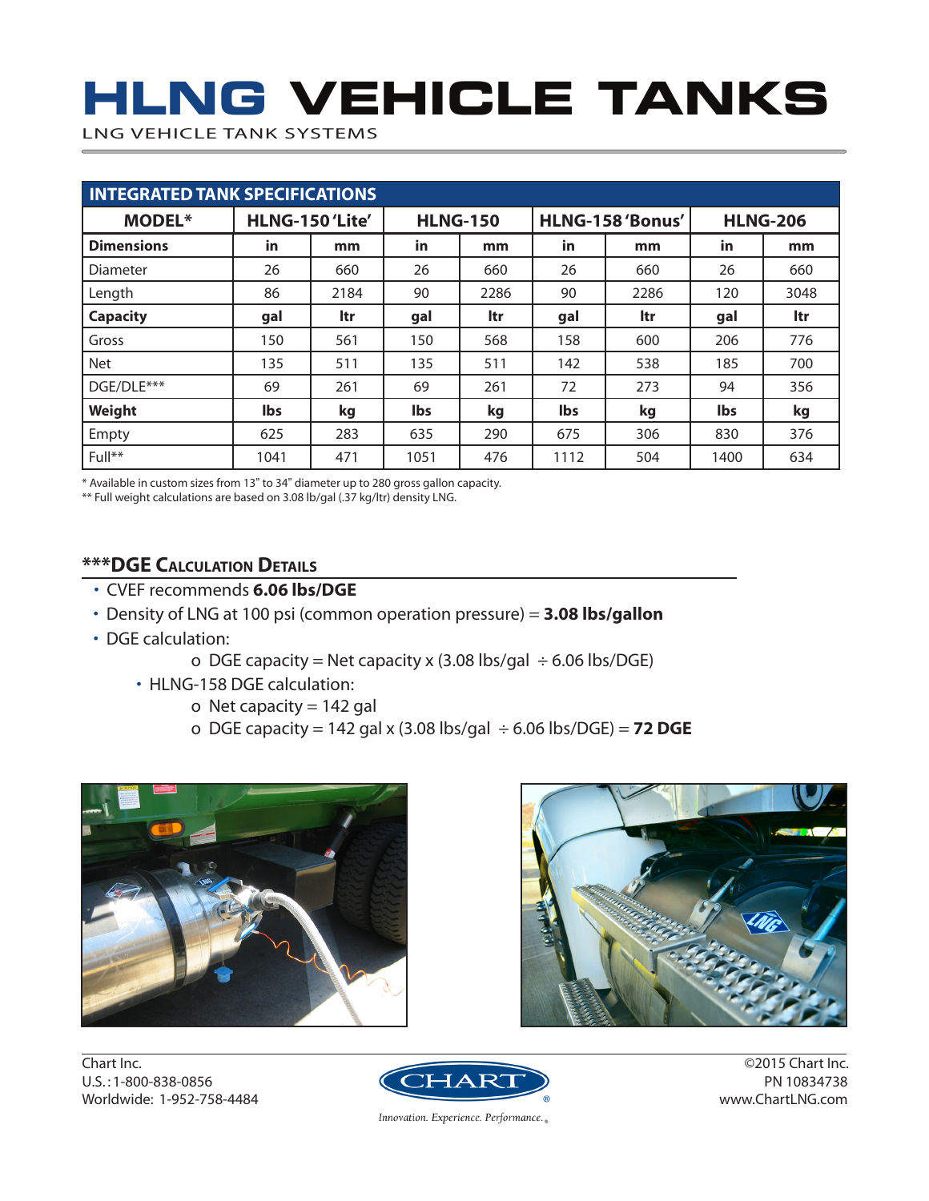# HLNG VEHICLE TANKS

LNG VEHICLE TANK SYSTEMS

| INTEGRATED TANK SPECIFICATIONS | | | | | | | | |
|---|---|---|---|---|---|---|---|---|
| **MODEL*** | **HLNG-150 'Lite'** | | **HLNG-150** | | **HLNG-158 'Bonus'** | | **HLNG-206** | |
| **Dimensions** | **in** | **mm** | **in** | **mm** | **in** | **mm** | **in** | **mm** |
| Diameter | 26 | 660 | 26 | 660 | 26 | 660 | 26 | 660 |
| Length | 86 | 2184 | 90 | 2286 | 90 | 2286 | 120 | 3048 |
| **Capacity** | **gal** | **ltr** | **gal** | **ltr** | **gal** | **ltr** | **gal** | **ltr** |
| Gross | 150 | 561 | 150 | 568 | 158 | 600 | 206 | 776 |
| Net | 135 | 511 | 135 | 511 | 142 | 538 | 185 | 700 |
| DGE/DLE*** | 69 | 261 | 69 | 261 | 72 | 273 | 94 | 356 |
| **Weight** | **lbs** | **kg** | **lbs** | **kg** | **lbs** | **kg** | **lbs** | **kg** |
| Empty | 625 | 283 | 635 | 290 | 675 | 306 | 830 | 376 |
| Full** | 1041 | 471 | 1051 | 476 | 1112 | 504 | 1400 | 634 |

\* Available in custom sizes from 13" to 34" diameter up to 280 gross gallon capacity.
** Full weight calculations are based on 3.08 lb/gal (.37 kg/ltr) density LNG.

## ***DGE Calculation Details

- CVEF recommends **6.06 lbs/DGE**
- Density of LNG at 100 psi (common operation pressure) = **3.08 lbs/gallon**
- DGE calculation:
  - o DGE capacity = Net capacity x (3.08 lbs/gal ÷ 6.06 lbs/DGE)
  - HLNG-158 DGE calculation:
    - o Net capacity = 142 gal
    - o DGE capacity = 142 gal x (3.08 lbs/gal ÷ 6.06 lbs/DGE) = **72 DGE**

Chart Inc.
U.S.: 1-800-838-0856
Worldwide: 1-952-758-4484

CHART®
Innovation. Experience. Performance.®

©2015 Chart Inc.
PN 10834738
www.ChartLNG.com